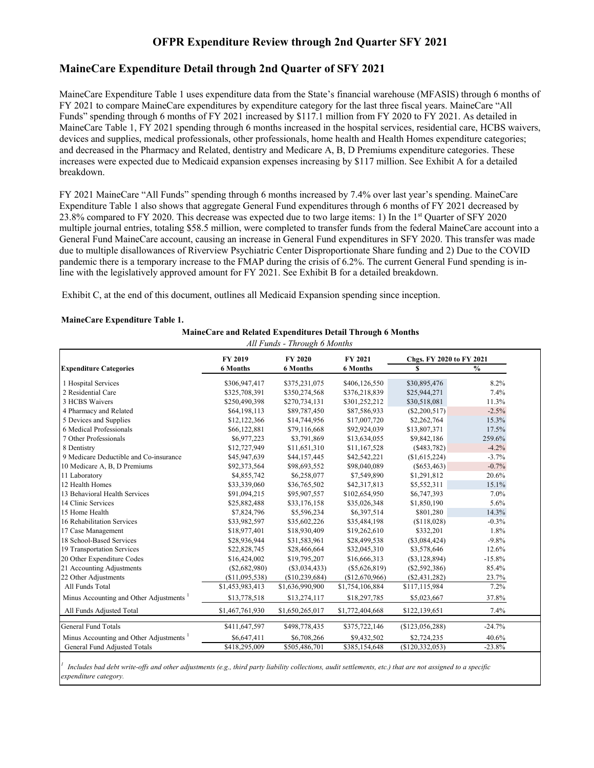# OFPR Expenditure Review through 2nd Quarter SFY 2021

## MaineCare Expenditure Detail through 2nd Quarter of SFY 2021

MaineCare Expenditure Table 1 uses expenditure data from the State's financial warehouse (MFASIS) through 6 months of FY 2021 to compare MaineCare expenditures by expenditure category for the last three fiscal years. MaineCare "All Funds" spending through 6 months of FY 2021 increased by $117.1 million from FY 2020 to FY 2021. As detailed in MaineCare Table 1, FY 2021 spending through 6 months increased in the hospital services, residential care, HCBS waivers, devices and supplies, medical professionals, other professionals, home health and Health Homes expenditure categories; and decreased in the Pharmacy and Related, dentistry and Medicare A, B, D Premiums expenditure categories. These increases were expected due to Medicaid expansion expenses increasing by $117 million. See Exhibit A for a detailed breakdown.

FY 2021 MaineCare "All Funds" spending through 6 months increased by 7.4% over last year's spending. MaineCare Expenditure Table 1 also shows that aggregate General Fund expenditures through 6 months of FY 2021 decreased by 23.8% compared to FY 2020. This decrease was expected due to two large items: 1) In the 1st Quarter of SFY 2020 multiple journal entries, totaling $58.5 million, were completed to transfer funds from the federal MaineCare account into a General Fund MaineCare account, causing an increase in General Fund expenditures in SFY 2020. This transfer was made due to multiple disallowances of Riverview Psychiatric Center Disproportionate Share funding and 2) Due to the COVID pandemic there is a temporary increase to the FMAP during the crisis of 6.2%. The current General Fund spending is in-line with the legislatively approved amount for FY 2021. See Exhibit B for a detailed breakdown.

Exhibit C, at the end of this document, outlines all Medicaid Expansion spending since inception.

**MaineCare Expenditure Table 1.**

**MaineCare and Related Expenditures Detail Through 6 Months**

*All Funds - Through 6 Months*

| Expenditure Categories | FY 2019 6 Months | FY 2020 6 Months | FY 2021 6 Months | Chgs. FY 2020 to FY 2021 $ | Chgs. FY 2020 to FY 2021 % |
|---|---|---|---|---|---|
| 1 Hospital Services | $306,947,417 | $375,231,075 | $406,126,550 | $30,895,476 | 8.2% |
| 2 Residential Care | $325,708,391 | $350,274,568 | $376,218,839 | $25,944,271 | 7.4% |
| 3 HCBS Waivers | $250,490,398 | $270,734,131 | $301,252,212 | $30,518,081 | 11.3% |
| 4 Pharmacy and Related | $64,198,113 | $89,787,450 | $87,586,933 | ($2,200,517) | -2.5% |
| 5 Devices and Supplies | $12,122,366 | $14,744,956 | $17,007,720 | $2,262,764 | 15.3% |
| 6 Medical Professionals | $66,122,881 | $79,116,668 | $92,924,039 | $13,807,371 | 17.5% |
| 7 Other Professionals | $6,977,223 | $3,791,869 | $13,634,055 | $9,842,186 | 259.6% |
| 8 Dentistry | $12,727,949 | $11,651,310 | $11,167,528 | ($483,782) | -4.2% |
| 9 Medicare Deductible and Co-insurance | $45,947,639 | $44,157,445 | $42,542,221 | ($1,615,224) | -3.7% |
| 10 Medicare A, B, D Premiums | $92,373,564 | $98,693,552 | $98,040,089 | ($653,463) | -0.7% |
| 11 Laboratory | $4,855,742 | $6,258,077 | $7,549,890 | $1,291,812 | 20.6% |
| 12 Health Homes | $33,339,060 | $36,765,502 | $42,317,813 | $5,552,311 | 15.1% |
| 13 Behavioral Health Services | $91,094,215 | $95,907,557 | $102,654,950 | $6,747,393 | 7.0% |
| 14 Clinic Services | $25,882,488 | $33,176,158 | $35,026,348 | $1,850,190 | 5.6% |
| 15 Home Health | $7,824,796 | $5,596,234 | $6,397,514 | $801,280 | 14.3% |
| 16 Rehabilitation Services | $33,982,597 | $35,602,226 | $35,484,198 | ($118,028) | -0.3% |
| 17 Case Management | $18,977,401 | $18,930,409 | $19,262,610 | $332,201 | 1.8% |
| 18 School-Based Services | $28,936,944 | $31,583,961 | $28,499,538 | ($3,084,424) | -9.8% |
| 19 Transportation Services | $22,828,745 | $28,466,664 | $32,045,310 | $3,578,646 | 12.6% |
| 20 Other Expenditure Codes | $16,424,002 | $19,795,207 | $16,666,313 | ($3,128,894) | -15.8% |
| 21 Accounting Adjustments | ($2,682,980) | ($3,034,433) | ($5,626,819) | ($2,592,386) | 85.4% |
| 22 Other Adjustments | ($11,095,538) | ($10,239,684) | ($12,670,966) | ($2,431,282) | 23.7% |
| All Funds Total | $1,453,983,413 | $1,636,990,900 | $1,754,106,884 | $117,115,984 | 7.2% |
| Minus Accounting and Other Adjustments [1] | $13,778,518 | $13,274,117 | $18,297,785 | $5,023,667 | 37.8% |
| All Funds Adjusted Total | $1,467,761,930 | $1,650,265,017 | $1,772,404,668 | $122,139,651 | 7.4% |
| General Fund Totals | $411,647,597 | $498,778,435 | $375,722,146 | ($123,056,288) | -24.7% |
| Minus Accounting and Other Adjustments [1] | $6,647,411 | $6,708,266 | $9,432,502 | $2,724,235 | 40.6% |
| General Fund Adjusted Totals | $418,295,009 | $505,486,701 | $385,154,648 | ($120,332,053) | -23.8% |

[1] *Includes bad debt write-offs and other adjustments (e.g., third party liability collections, audit settlements, etc.) that are not assigned to a specific expenditure category.*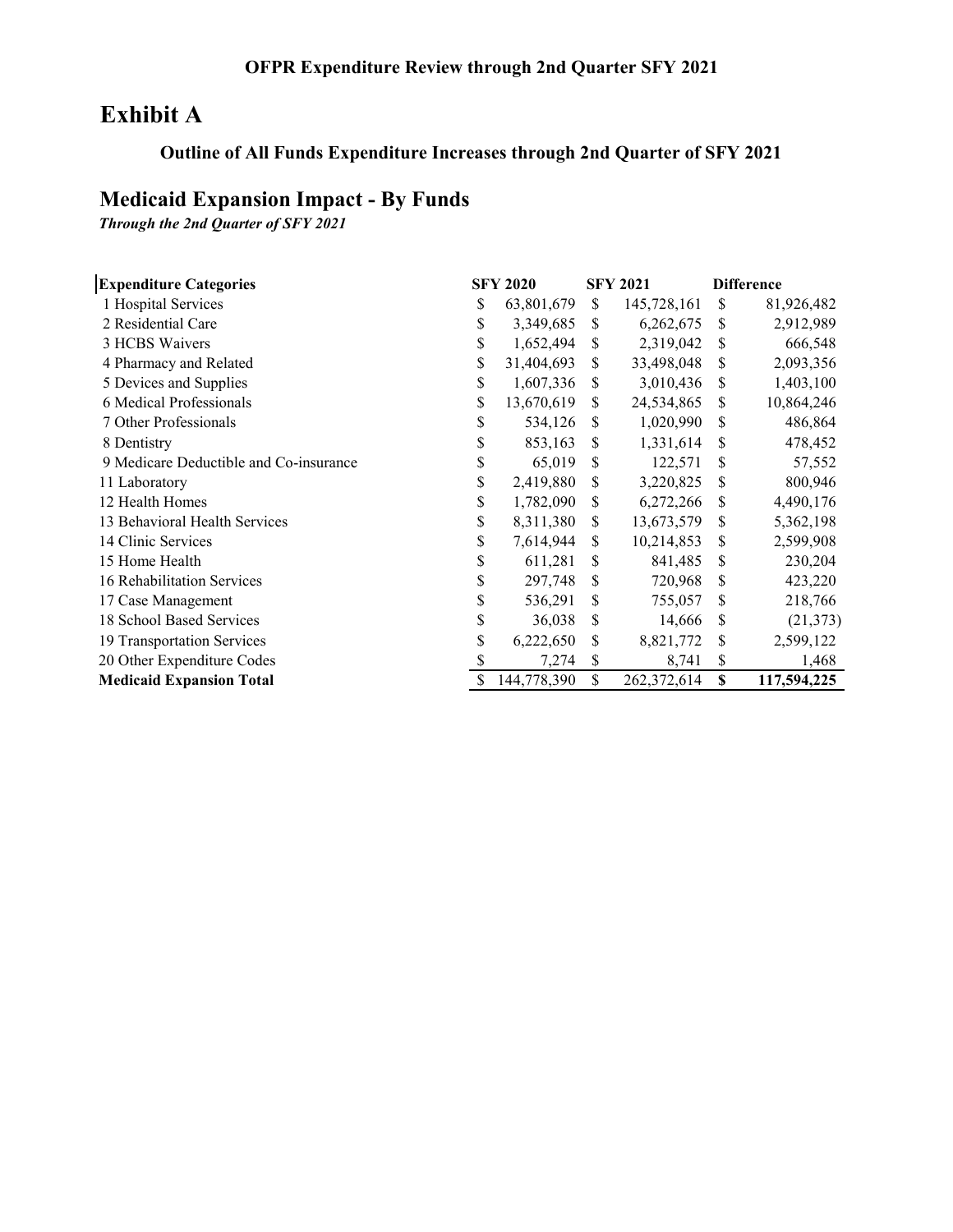**OFPR Expenditure Review through 2nd Quarter SFY 2021**

# Exhibit A

**Outline of All Funds Expenditure Increases through 2nd Quarter of SFY 2021**

## Medicaid Expansion Impact - By Funds

***Through the 2nd Quarter of SFY 2021***

| Expenditure Categories | SFY 2020 | SFY 2021 | Difference |
|---|---|---|---|
| 1 Hospital Services | $ 63,801,679 | $ 145,728,161 | $ 81,926,482 |
| 2 Residential Care | $ 3,349,685 | $ 6,262,675 | $ 2,912,989 |
| 3 HCBS Waivers | $ 1,652,494 | $ 2,319,042 | $ 666,548 |
| 4 Pharmacy and Related | $ 31,404,693 | $ 33,498,048 | $ 2,093,356 |
| 5 Devices and Supplies | $ 1,607,336 | $ 3,010,436 | $ 1,403,100 |
| 6 Medical Professionals | $ 13,670,619 | $ 24,534,865 | $ 10,864,246 |
| 7 Other Professionals | $ 534,126 | $ 1,020,990 | $ 486,864 |
| 8 Dentistry | $ 853,163 | $ 1,331,614 | $ 478,452 |
| 9 Medicare Deductible and Co-insurance | $ 65,019 | $ 122,571 | $ 57,552 |
| 11 Laboratory | $ 2,419,880 | $ 3,220,825 | $ 800,946 |
| 12 Health Homes | $ 1,782,090 | $ 6,272,266 | $ 4,490,176 |
| 13 Behavioral Health Services | $ 8,311,380 | $ 13,673,579 | $ 5,362,198 |
| 14 Clinic Services | $ 7,614,944 | $ 10,214,853 | $ 2,599,908 |
| 15 Home Health | $ 611,281 | $ 841,485 | $ 230,204 |
| 16 Rehabilitation Services | $ 297,748 | $ 720,968 | $ 423,220 |
| 17 Case Management | $ 536,291 | $ 755,057 | $ 218,766 |
| 18 School Based Services | $ 36,038 | $ 14,666 | $ (21,373) |
| 19 Transportation Services | $ 6,222,650 | $ 8,821,772 | $ 2,599,122 |
| 20 Other Expenditure Codes | $ 7,274 | $ 8,741 | $ 1,468 |
| **Medicaid Expansion Total** | $ 144,778,390 | $ 262,372,614 | **$ 117,594,225** |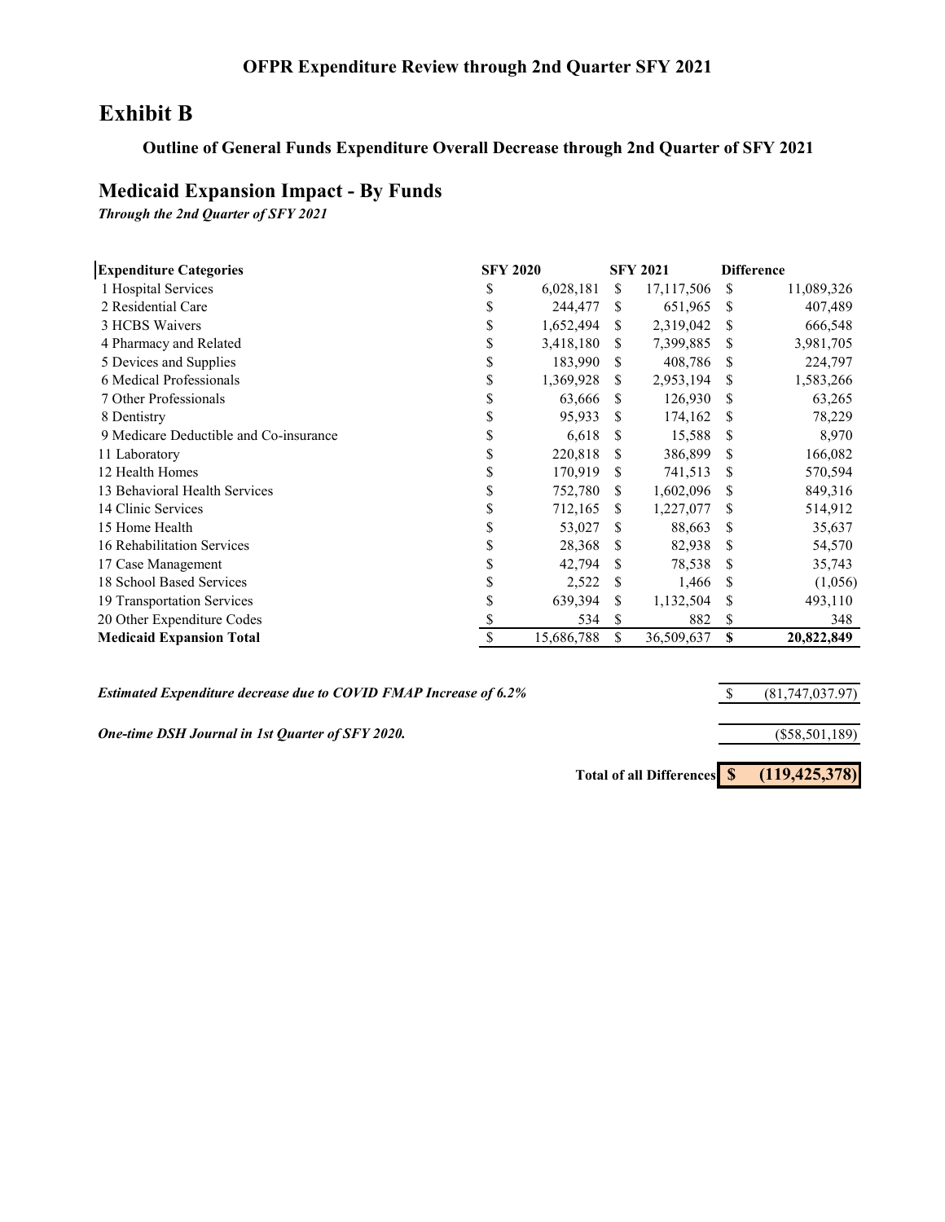## OFPR Expenditure Review through 2nd Quarter SFY 2021

# Exhibit B

### Outline of General Funds Expenditure Overall Decrease through 2nd Quarter of SFY 2021

## Medicaid Expansion Impact - By Funds

*Through the 2nd Quarter of SFY 2021*

| Expenditure Categories | SFY 2020 | SFY 2021 | Difference |
|---|---|---|---|
| 1 Hospital Services | $ 6,028,181 | $ 17,117,506 | $ 11,089,326 |
| 2 Residential Care | $ 244,477 | $ 651,965 | $ 407,489 |
| 3 HCBS Waivers | $ 1,652,494 | $ 2,319,042 | $ 666,548 |
| 4 Pharmacy and Related | $ 3,418,180 | $ 7,399,885 | $ 3,981,705 |
| 5 Devices and Supplies | $ 183,990 | $ 408,786 | $ 224,797 |
| 6 Medical Professionals | $ 1,369,928 | $ 2,953,194 | $ 1,583,266 |
| 7 Other Professionals | $ 63,666 | $ 126,930 | $ 63,265 |
| 8 Dentistry | $ 95,933 | $ 174,162 | $ 78,229 |
| 9 Medicare Deductible and Co-insurance | $ 6,618 | $ 15,588 | $ 8,970 |
| 11 Laboratory | $ 220,818 | $ 386,899 | $ 166,082 |
| 12 Health Homes | $ 170,919 | $ 741,513 | $ 570,594 |
| 13 Behavioral Health Services | $ 752,780 | $ 1,602,096 | $ 849,316 |
| 14 Clinic Services | $ 712,165 | $ 1,227,077 | $ 514,912 |
| 15 Home Health | $ 53,027 | $ 88,663 | $ 35,637 |
| 16 Rehabilitation Services | $ 28,368 | $ 82,938 | $ 54,570 |
| 17 Case Management | $ 42,794 | $ 78,538 | $ 35,743 |
| 18 School Based Services | $ 2,522 | $ 1,466 | $ (1,056) |
| 19 Transportation Services | $ 639,394 | $ 1,132,504 | $ 493,110 |
| 20 Other Expenditure Codes | $ 534 | $ 882 | $ 348 |
| **Medicaid Expansion Total** | $ 15,686,788 | $ 36,509,637 | **$ 20,822,849** |

| | |
|---|---|
| ***Estimated Expenditure decrease due to COVID FMAP Increase of 6.2%*** | $ (81,747,037.97) |
| ***One-time DSH Journal in 1st Quarter of SFY 2020.*** | ($58,501,189) |
| **Total of all Differences** | **$ (119,425,378)** |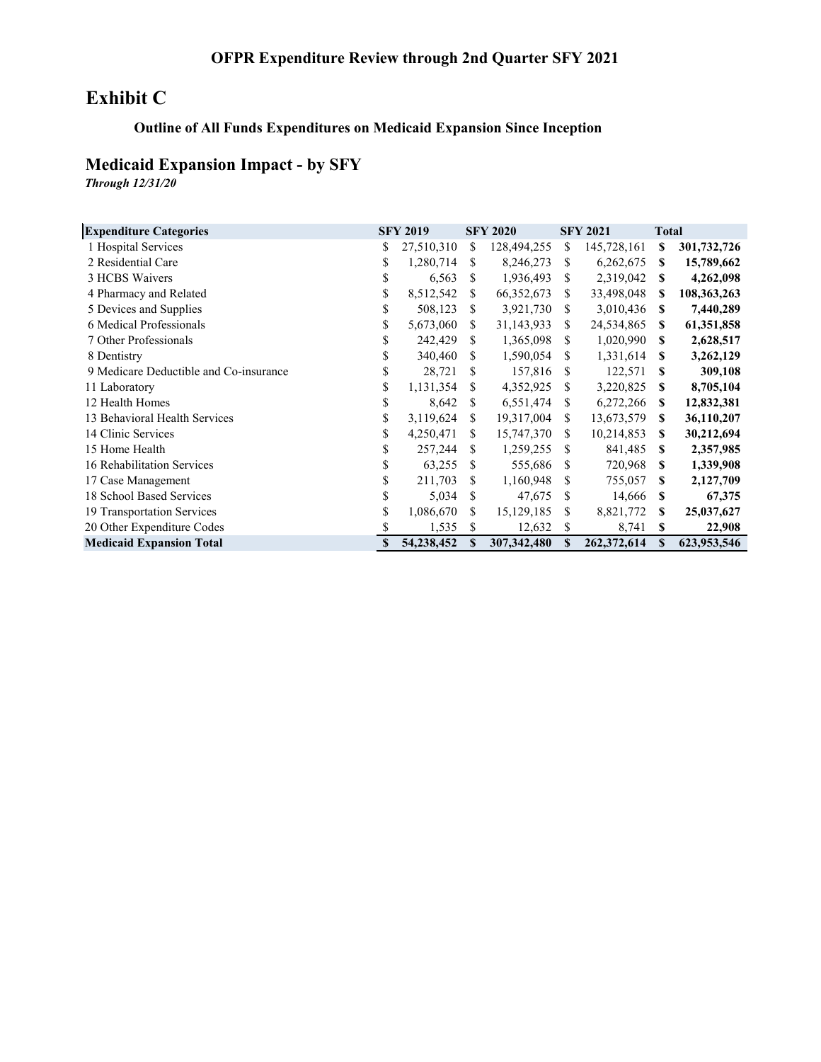## OFPR Expenditure Review through 2nd Quarter SFY 2021

# Exhibit C

### Outline of All Funds Expenditures on Medicaid Expansion Since Inception

## Medicaid Expansion Impact - by SFY

***Through 12/31/20***

| Expenditure Categories | SFY 2019 | SFY 2020 | SFY 2021 | Total |
|---|---|---|---|---|
| 1 Hospital Services | $ 27,510,310 | $ 128,494,255 | $ 145,728,161 | **$ 301,732,726** |
| 2 Residential Care | $ 1,280,714 | $ 8,246,273 | $ 6,262,675 | **$ 15,789,662** |
| 3 HCBS Waivers | $ 6,563 | $ 1,936,493 | $ 2,319,042 | **$ 4,262,098** |
| 4 Pharmacy and Related | $ 8,512,542 | $ 66,352,673 | $ 33,498,048 | **$ 108,363,263** |
| 5 Devices and Supplies | $ 508,123 | $ 3,921,730 | $ 3,010,436 | **$ 7,440,289** |
| 6 Medical Professionals | $ 5,673,060 | $ 31,143,933 | $ 24,534,865 | **$ 61,351,858** |
| 7 Other Professionals | $ 242,429 | $ 1,365,098 | $ 1,020,990 | **$ 2,628,517** |
| 8 Dentistry | $ 340,460 | $ 1,590,054 | $ 1,331,614 | **$ 3,262,129** |
| 9 Medicare Deductible and Co-insurance | $ 28,721 | $ 157,816 | $ 122,571 | **$ 309,108** |
| 11 Laboratory | $ 1,131,354 | $ 4,352,925 | $ 3,220,825 | **$ 8,705,104** |
| 12 Health Homes | $ 8,642 | $ 6,551,474 | $ 6,272,266 | **$ 12,832,381** |
| 13 Behavioral Health Services | $ 3,119,624 | $ 19,317,004 | $ 13,673,579 | **$ 36,110,207** |
| 14 Clinic Services | $ 4,250,471 | $ 15,747,370 | $ 10,214,853 | **$ 30,212,694** |
| 15 Home Health | $ 257,244 | $ 1,259,255 | $ 841,485 | **$ 2,357,985** |
| 16 Rehabilitation Services | $ 63,255 | $ 555,686 | $ 720,968 | **$ 1,339,908** |
| 17 Case Management | $ 211,703 | $ 1,160,948 | $ 755,057 | **$ 2,127,709** |
| 18 School Based Services | $ 5,034 | $ 47,675 | $ 14,666 | **$ 67,375** |
| 19 Transportation Services | $ 1,086,670 | $ 15,129,185 | $ 8,821,772 | **$ 25,037,627** |
| 20 Other Expenditure Codes | $ 1,535 | $ 12,632 | $ 8,741 | **$ 22,908** |
| **Medicaid Expansion Total** | **$ 54,238,452** | **$ 307,342,480** | **$ 262,372,614** | **$ 623,953,546** |